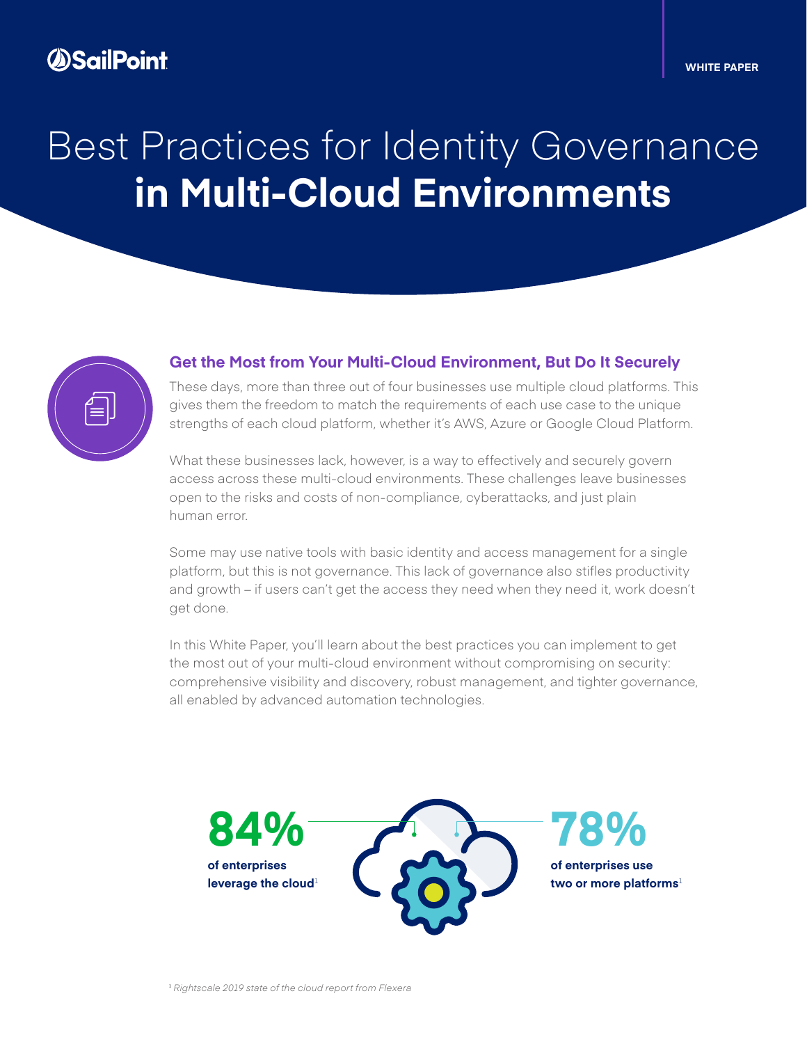SailPoint

WHITE PAPER

# Best Practices for Identity Governance **in Multi-Cloud Environments**

## Get the Most from Your Multi-Cloud Environment, But Do It Securely

These days, more than three out of four businesses use multiple cloud platforms. This gives them the freedom to match the requirements of each use case to the unique strengths of each cloud platform, whether it's AWS, Azure or Google Cloud Platform.

What these businesses lack, however, is a way to effectively and securely govern access across these multi-cloud environments. These challenges leave businesses open to the risks and costs of non-compliance, cyberattacks, and just plain human error.

Some may use native tools with basic identity and access management for a single platform, but this is not governance. This lack of governance also stifles productivity and growth – if users can't get the access they need when they need it, work doesn't get done.

In this White Paper, you'll learn about the best practices you can implement to get the most out of your multi-cloud environment without compromising on security: comprehensive visibility and discovery, robust management, and tighter governance, all enabled by advanced automation technologies.

**84%**

**of enterprises leverage the cloud**[1]

**78%**

**of enterprises use two or more platforms**[1]

[1] *Rightscale 2019 state of the cloud report from Flexera*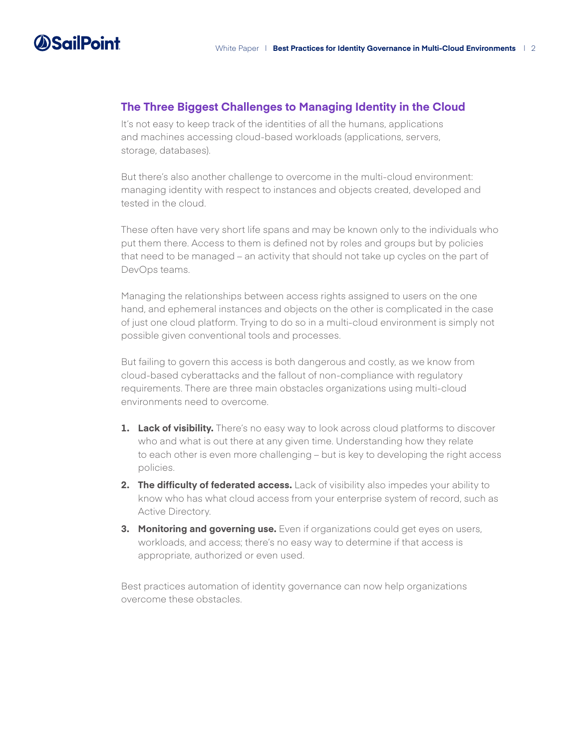## The Three Biggest Challenges to Managing Identity in the Cloud

It's not easy to keep track of the identities of all the humans, applications and machines accessing cloud-based workloads (applications, servers, storage, databases).

But there's also another challenge to overcome in the multi-cloud environment: managing identity with respect to instances and objects created, developed and tested in the cloud.

These often have very short life spans and may be known only to the individuals who put them there. Access to them is defined not by roles and groups but by policies that need to be managed – an activity that should not take up cycles on the part of DevOps teams.

Managing the relationships between access rights assigned to users on the one hand, and ephemeral instances and objects on the other is complicated in the case of just one cloud platform. Trying to do so in a multi-cloud environment is simply not possible given conventional tools and processes.

But failing to govern this access is both dangerous and costly, as we know from cloud-based cyberattacks and the fallout of non-compliance with regulatory requirements. There are three main obstacles organizations using multi-cloud environments need to overcome.

1. **Lack of visibility.** There's no easy way to look across cloud platforms to discover who and what is out there at any given time. Understanding how they relate to each other is even more challenging – but is key to developing the right access policies.
2. **The difficulty of federated access.** Lack of visibility also impedes your ability to know who has what cloud access from your enterprise system of record, such as Active Directory.
3. **Monitoring and governing use.** Even if organizations could get eyes on users, workloads, and access; there's no easy way to determine if that access is appropriate, authorized or even used.

Best practices automation of identity governance can now help organizations overcome these obstacles.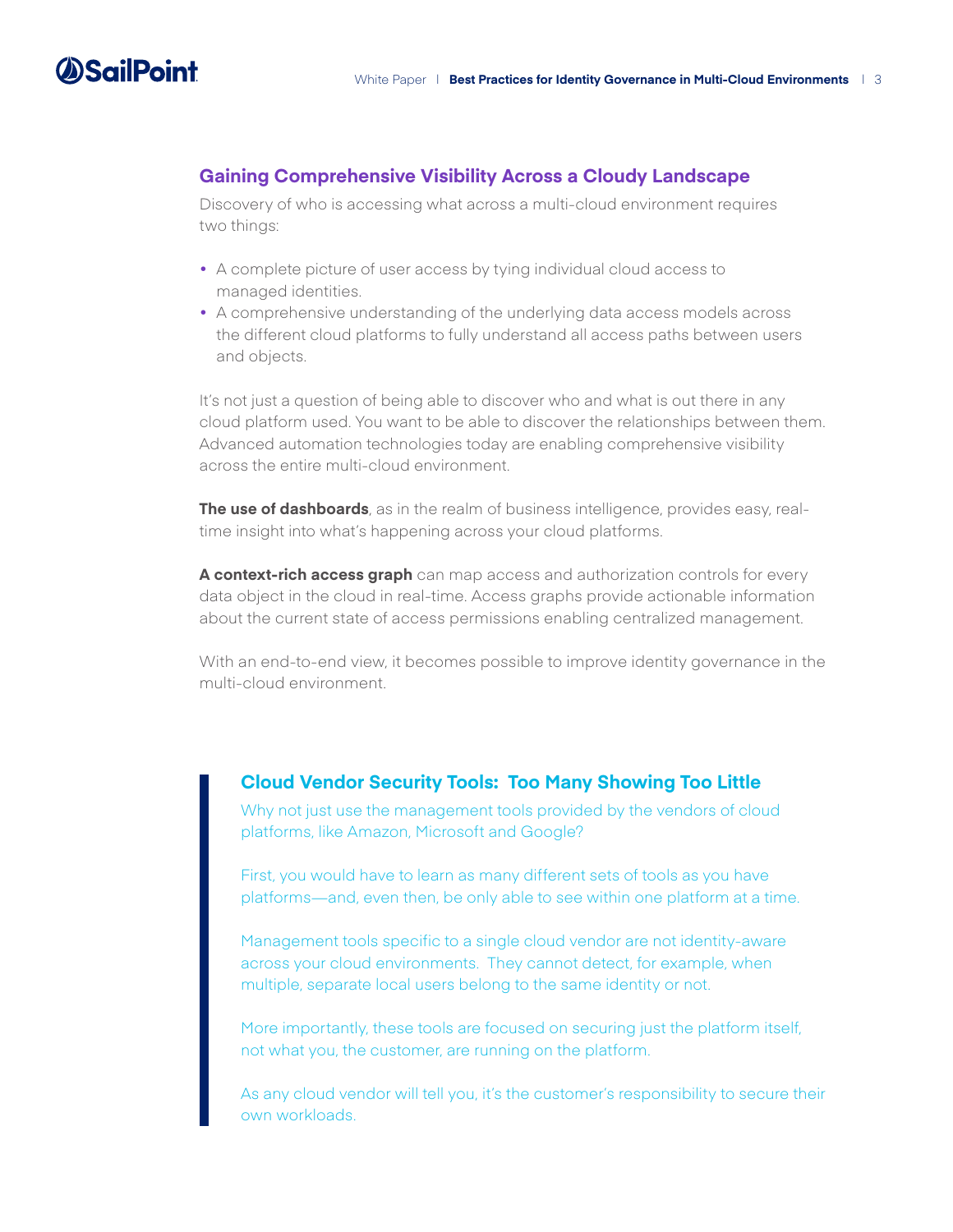## Gaining Comprehensive Visibility Across a Cloudy Landscape

Discovery of who is accessing what across a multi-cloud environment requires two things:

- A complete picture of user access by tying individual cloud access to managed identities.
- A comprehensive understanding of the underlying data access models across the different cloud platforms to fully understand all access paths between users and objects.

It's not just a question of being able to discover who and what is out there in any cloud platform used. You want to be able to discover the relationships between them. Advanced automation technologies today are enabling comprehensive visibility across the entire multi-cloud environment.

**The use of dashboards**, as in the realm of business intelligence, provides easy, real-time insight into what's happening across your cloud platforms.

**A context-rich access graph** can map access and authorization controls for every data object in the cloud in real-time. Access graphs provide actionable information about the current state of access permissions enabling centralized management.

With an end-to-end view, it becomes possible to improve identity governance in the multi-cloud environment.

> ### Cloud Vendor Security Tools: Too Many Showing Too Little
>
> Why not just use the management tools provided by the vendors of cloud platforms, like Amazon, Microsoft and Google?
>
> First, you would have to learn as many different sets of tools as you have platforms—and, even then, be only able to see within one platform at a time.
>
> Management tools specific to a single cloud vendor are not identity-aware across your cloud environments. They cannot detect, for example, when multiple, separate local users belong to the same identity or not.
>
> More importantly, these tools are focused on securing just the platform itself, not what you, the customer, are running on the platform.
>
> As any cloud vendor will tell you, it's the customer's responsibility to secure their own workloads.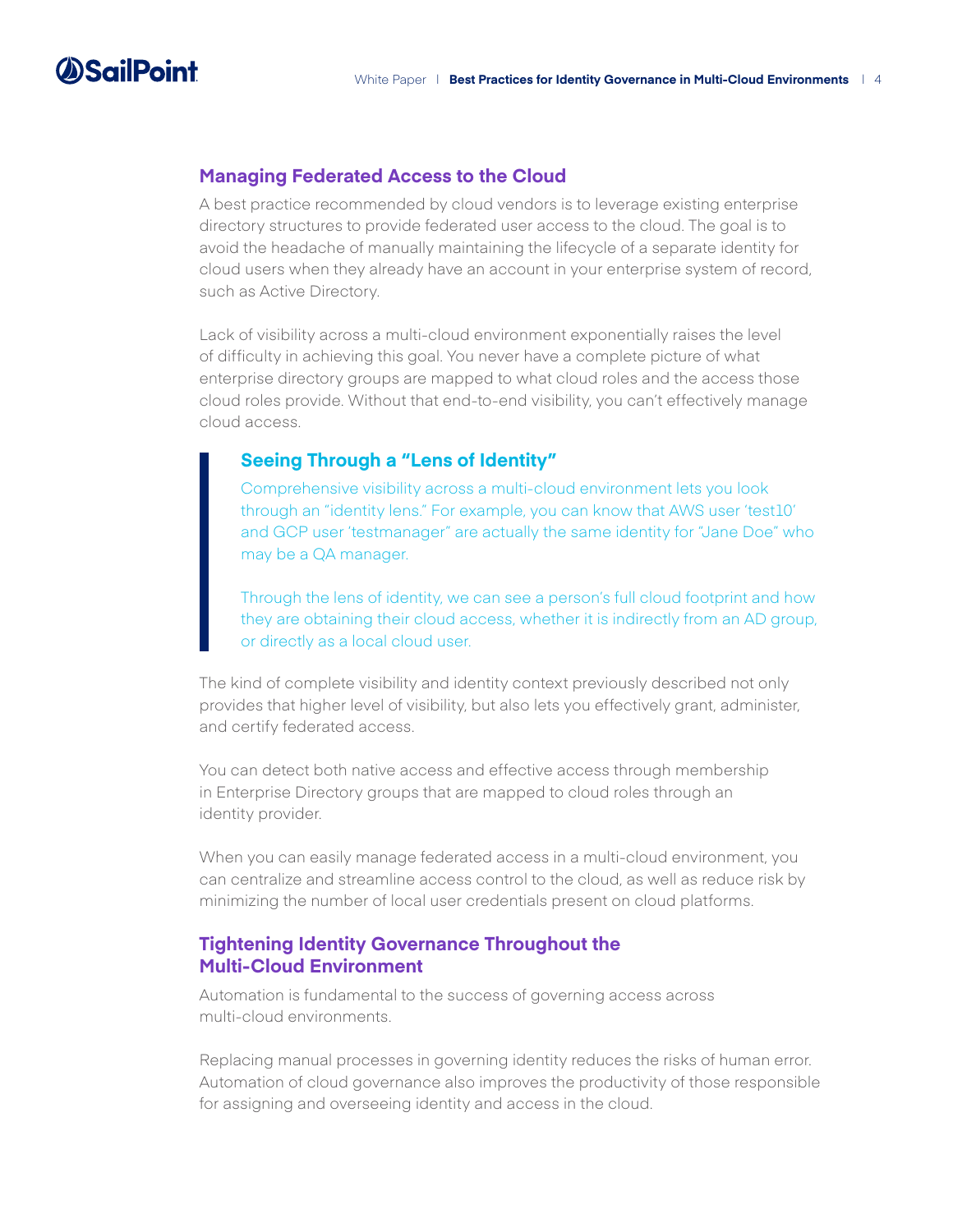## Managing Federated Access to the Cloud

A best practice recommended by cloud vendors is to leverage existing enterprise directory structures to provide federated user access to the cloud. The goal is to avoid the headache of manually maintaining the lifecycle of a separate identity for cloud users when they already have an account in your enterprise system of record, such as Active Directory.

Lack of visibility across a multi-cloud environment exponentially raises the level of difficulty in achieving this goal. You never have a complete picture of what enterprise directory groups are mapped to what cloud roles and the access those cloud roles provide. Without that end-to-end visibility, you can't effectively manage cloud access.

> ### Seeing Through a "Lens of Identity"
>
> Comprehensive visibility across a multi-cloud environment lets you look through an "identity lens." For example, you can know that AWS user 'test10' and GCP user 'testmanager" are actually the same identity for "Jane Doe" who may be a QA manager.
>
> Through the lens of identity, we can see a person's full cloud footprint and how they are obtaining their cloud access, whether it is indirectly from an AD group, or directly as a local cloud user.

The kind of complete visibility and identity context previously described not only provides that higher level of visibility, but also lets you effectively grant, administer, and certify federated access.

You can detect both native access and effective access through membership in Enterprise Directory groups that are mapped to cloud roles through an identity provider.

When you can easily manage federated access in a multi-cloud environment, you can centralize and streamline access control to the cloud, as well as reduce risk by minimizing the number of local user credentials present on cloud platforms.

## Tightening Identity Governance Throughout the Multi-Cloud Environment

Automation is fundamental to the success of governing access across multi-cloud environments.

Replacing manual processes in governing identity reduces the risks of human error. Automation of cloud governance also improves the productivity of those responsible for assigning and overseeing identity and access in the cloud.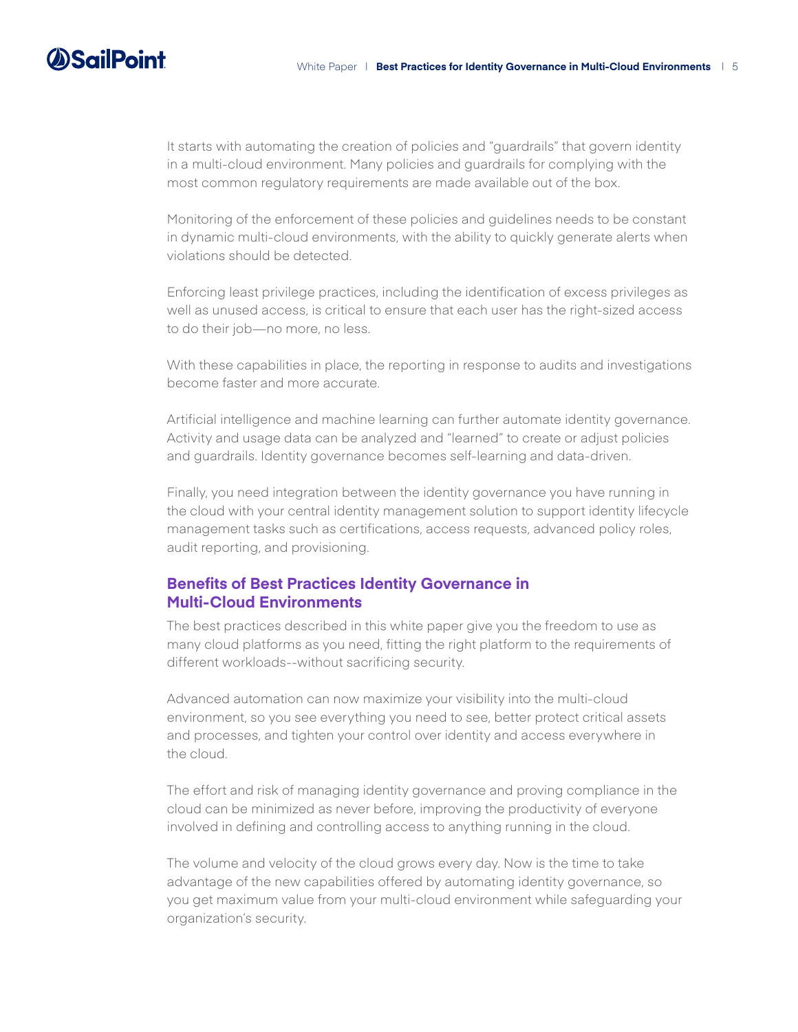It starts with automating the creation of policies and "guardrails" that govern identity in a multi-cloud environment. Many policies and guardrails for complying with the most common regulatory requirements are made available out of the box.

Monitoring of the enforcement of these policies and guidelines needs to be constant in dynamic multi-cloud environments, with the ability to quickly generate alerts when violations should be detected.

Enforcing least privilege practices, including the identification of excess privileges as well as unused access, is critical to ensure that each user has the right-sized access to do their job—no more, no less.

With these capabilities in place, the reporting in response to audits and investigations become faster and more accurate.

Artificial intelligence and machine learning can further automate identity governance. Activity and usage data can be analyzed and "learned" to create or adjust policies and guardrails. Identity governance becomes self-learning and data-driven.

Finally, you need integration between the identity governance you have running in the cloud with your central identity management solution to support identity lifecycle management tasks such as certifications, access requests, advanced policy roles, audit reporting, and provisioning.

## Benefits of Best Practices Identity Governance in Multi-Cloud Environments

The best practices described in this white paper give you the freedom to use as many cloud platforms as you need, fitting the right platform to the requirements of different workloads--without sacrificing security.

Advanced automation can now maximize your visibility into the multi-cloud environment, so you see everything you need to see, better protect critical assets and processes, and tighten your control over identity and access everywhere in the cloud.

The effort and risk of managing identity governance and proving compliance in the cloud can be minimized as never before, improving the productivity of everyone involved in defining and controlling access to anything running in the cloud.

The volume and velocity of the cloud grows every day. Now is the time to take advantage of the new capabilities offered by automating identity governance, so you get maximum value from your multi-cloud environment while safeguarding your organization's security.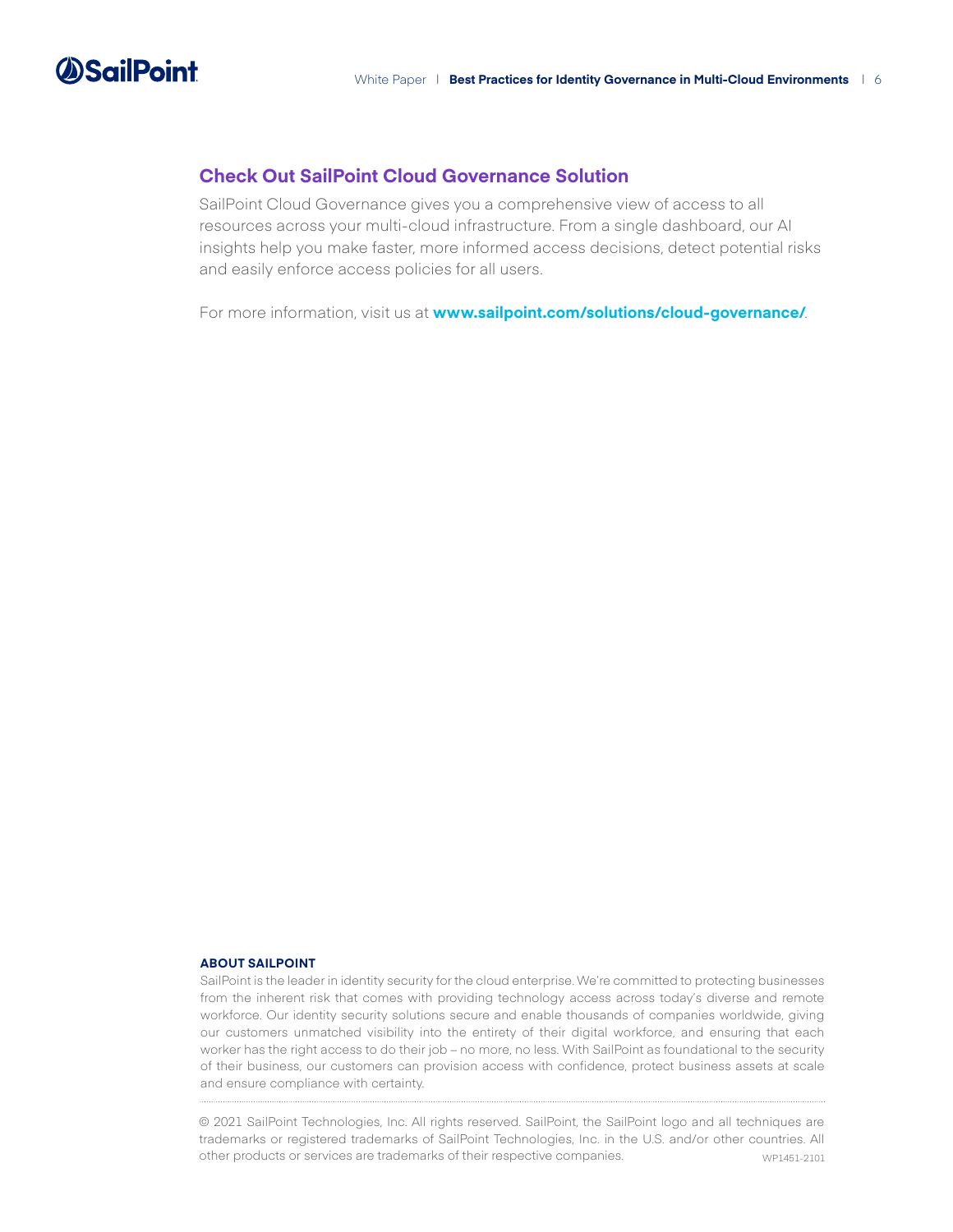## Check Out SailPoint Cloud Governance Solution

SailPoint Cloud Governance gives you a comprehensive view of access to all resources across your multi-cloud infrastructure. From a single dashboard, our AI insights help you make faster, more informed access decisions, detect potential risks and easily enforce access policies for all users.

For more information, visit us at **www.sailpoint.com/solutions/cloud-governance/**.

**ABOUT SAILPOINT**

SailPoint is the leader in identity security for the cloud enterprise. We're committed to protecting businesses from the inherent risk that comes with providing technology access across today's diverse and remote workforce. Our identity security solutions secure and enable thousands of companies worldwide, giving our customers unmatched visibility into the entirety of their digital workforce, and ensuring that each worker has the right access to do their job – no more, no less. With SailPoint as foundational to the security of their business, our customers can provision access with confidence, protect business assets at scale and ensure compliance with certainty.

© 2021 SailPoint Technologies, Inc. All rights reserved. SailPoint, the SailPoint logo and all techniques are trademarks or registered trademarks of SailPoint Technologies, Inc. in the U.S. and/or other countries. All other products or services are trademarks of their respective companies. WP1451-2101